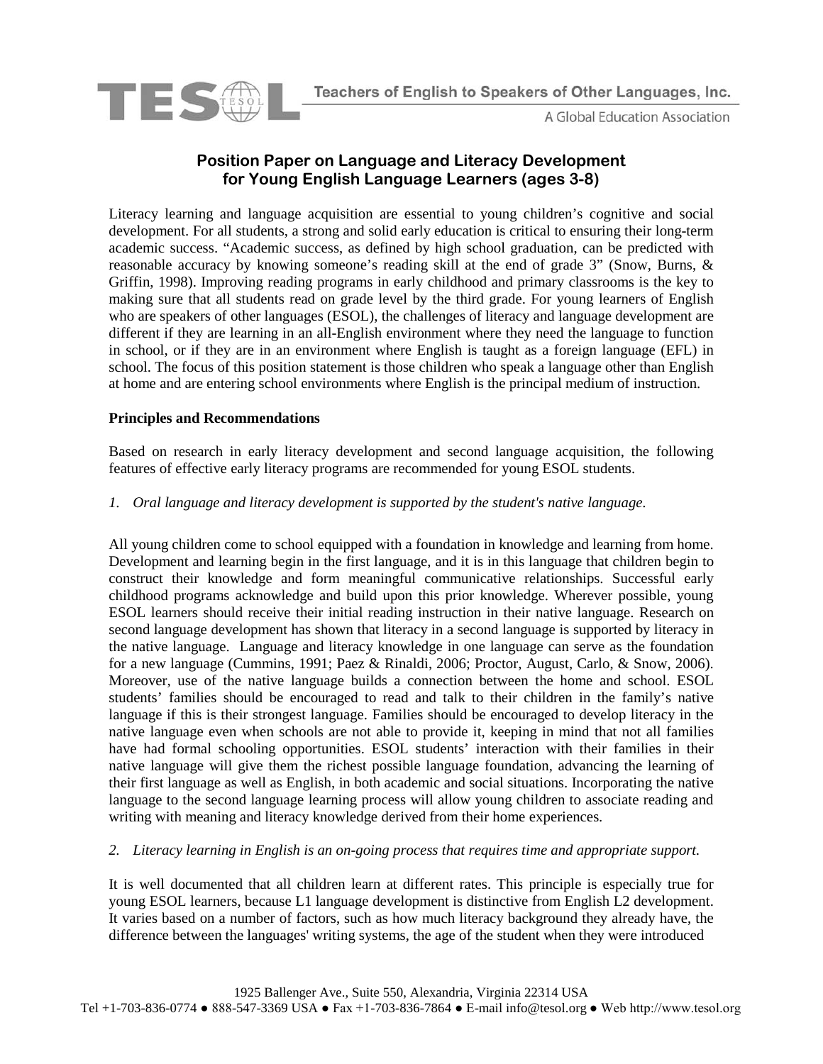# Position Paper on Language and Literacy Development for Young English Language Learners (ages 3-8)

Literacy learning and language acquisition are essential to young children's cognitive and social development. For all students, a strong and solid early education is critical to ensuring their long-term academic success. "Academic success, as defined by high school graduation, can be predicted with reasonable accuracy by knowing someone's reading skill at the end of grade 3" (Snow, Burns, & Griffin, 1998). Improving reading programs in early childhood and primary classrooms is the key to making sure that all students read on grade level by the third grade. For young learners of English who are speakers of other languages (ESOL), the challenges of literacy and language development are different if they are learning in an all-English environment where they need the language to function in school, or if they are in an environment where English is taught as a foreign language (EFL) in school. The focus of this position statement is those children who speak a language other than English at home and are entering school environments where English is the principal medium of instruction.

## Principles and Recommendations

Based on research in early literacy development and second language acquisition, the following features of effective early literacy programs are recommended for young ESOL students.

*1. Oral language and literacy development is supported by the student's native language.*

All young children come to school equipped with a foundation in knowledge and learning from home. Development and learning begin in the first language, and it is in this language that children begin to construct their knowledge and form meaningful communicative relationships. Successful early childhood programs acknowledge and build upon this prior knowledge. Wherever possible, young ESOL learners should receive their initial reading instruction in their native language. Research on second language development has shown that literacy in a second language is supported by literacy in the native language. Language and literacy knowledge in one language can serve as the foundation for a new language (Cummins, 1991; Paez & Rinaldi, 2006; Proctor, August, Carlo, & Snow, 2006). Moreover, use of the native language builds a connection between the home and school. ESOL students' families should be encouraged to read and talk to their children in the family's native language if this is their strongest language. Families should be encouraged to develop literacy in the native language even when schools are not able to provide it, keeping in mind that not all families have had formal schooling opportunities. ESOL students' interaction with their families in their native language will give them the richest possible language foundation, advancing the learning of their first language as well as English, in both academic and social situations. Incorporating the native language to the second language learning process will allow young children to associate reading and writing with meaning and literacy knowledge derived from their home experiences.

*2. Literacy learning in English is an on-going process that requires time and appropriate support.*

It is well documented that all children learn at different rates. This principle is especially true for young ESOL learners, because L1 language development is distinctive from English L2 development. It varies based on a number of factors, such as how much literacy background they already have, the difference between the languages' writing systems, the age of the student when they were introduced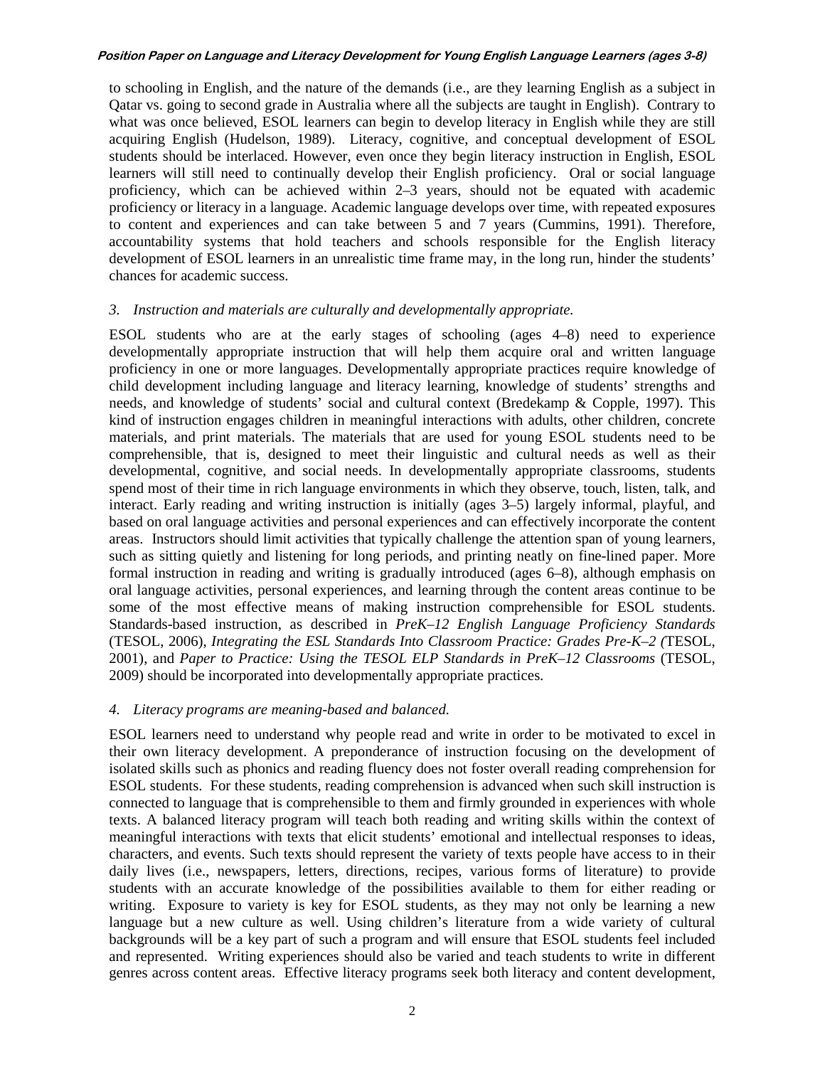to schooling in English, and the nature of the demands (i.e., are they learning English as a subject in Qatar vs. going to second grade in Australia where all the subjects are taught in English). Contrary to what was once believed, ESOL learners can begin to develop literacy in English while they are still acquiring English (Hudelson, 1989). Literacy, cognitive, and conceptual development of ESOL students should be interlaced. However, even once they begin literacy instruction in English, ESOL learners will still need to continually develop their English proficiency. Oral or social language proficiency, which can be achieved within 2–3 years, should not be equated with academic proficiency or literacy in a language. Academic language develops over time, with repeated exposures to content and experiences and can take between 5 and 7 years (Cummins, 1991). Therefore, accountability systems that hold teachers and schools responsible for the English literacy development of ESOL learners in an unrealistic time frame may, in the long run, hinder the students' chances for academic success.

*3. Instruction and materials are culturally and developmentally appropriate.*

ESOL students who are at the early stages of schooling (ages 4–8) need to experience developmentally appropriate instruction that will help them acquire oral and written language proficiency in one or more languages. Developmentally appropriate practices require knowledge of child development including language and literacy learning, knowledge of students' strengths and needs, and knowledge of students' social and cultural context (Bredekamp & Copple, 1997). This kind of instruction engages children in meaningful interactions with adults, other children, concrete materials, and print materials. The materials that are used for young ESOL students need to be comprehensible, that is, designed to meet their linguistic and cultural needs as well as their developmental, cognitive, and social needs. In developmentally appropriate classrooms, students spend most of their time in rich language environments in which they observe, touch, listen, talk, and interact. Early reading and writing instruction is initially (ages 3–5) largely informal, playful, and based on oral language activities and personal experiences and can effectively incorporate the content areas. Instructors should limit activities that typically challenge the attention span of young learners, such as sitting quietly and listening for long periods, and printing neatly on fine-lined paper. More formal instruction in reading and writing is gradually introduced (ages 6–8), although emphasis on oral language activities, personal experiences, and learning through the content areas continue to be some of the most effective means of making instruction comprehensible for ESOL students. Standards-based instruction, as described in *PreK–12 English Language Proficiency Standards* (TESOL, 2006), *Integrating the ESL Standards Into Classroom Practice: Grades Pre-K–2 (*TESOL, 2001), and *Paper to Practice: Using the TESOL ELP Standards in PreK–12 Classrooms* (TESOL, 2009) should be incorporated into developmentally appropriate practices.

*4. Literacy programs are meaning-based and balanced.*

ESOL learners need to understand why people read and write in order to be motivated to excel in their own literacy development. A preponderance of instruction focusing on the development of isolated skills such as phonics and reading fluency does not foster overall reading comprehension for ESOL students. For these students, reading comprehension is advanced when such skill instruction is connected to language that is comprehensible to them and firmly grounded in experiences with whole texts. A balanced literacy program will teach both reading and writing skills within the context of meaningful interactions with texts that elicit students' emotional and intellectual responses to ideas, characters, and events. Such texts should represent the variety of texts people have access to in their daily lives (i.e., newspapers, letters, directions, recipes, various forms of literature) to provide students with an accurate knowledge of the possibilities available to them for either reading or writing. Exposure to variety is key for ESOL students, as they may not only be learning a new language but a new culture as well. Using children's literature from a wide variety of cultural backgrounds will be a key part of such a program and will ensure that ESOL students feel included and represented. Writing experiences should also be varied and teach students to write in different genres across content areas. Effective literacy programs seek both literacy and content development,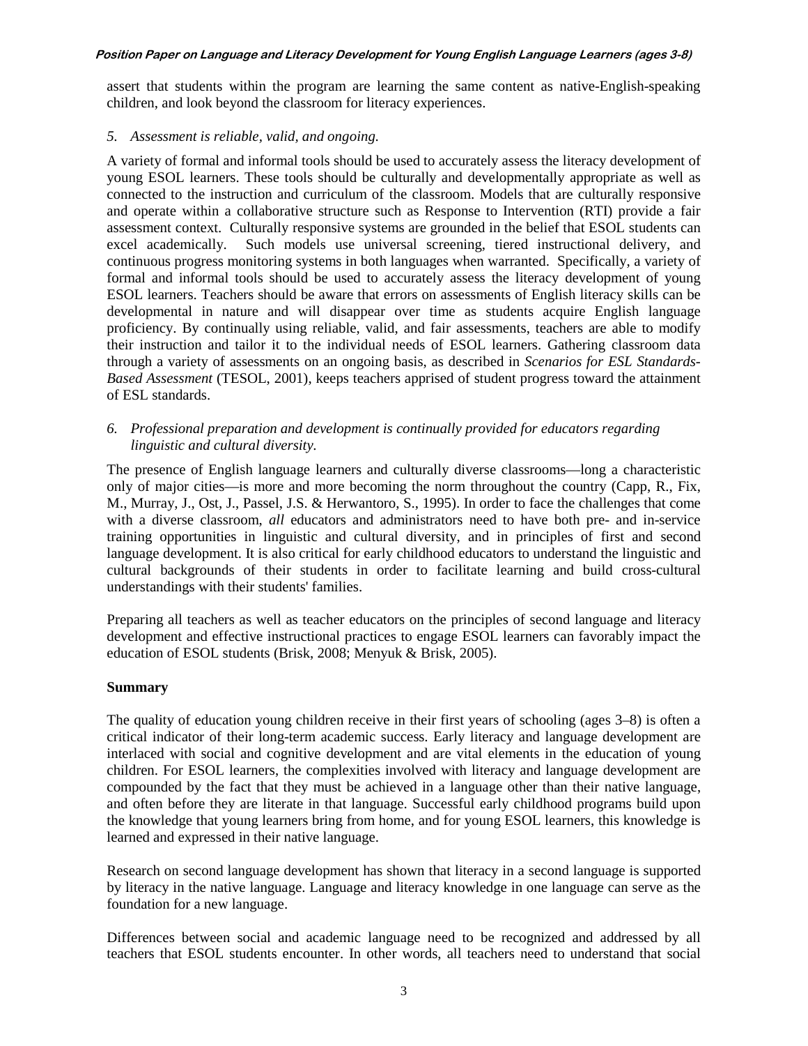assert that students within the program are learning the same content as native-English-speaking children, and look beyond the classroom for literacy experiences.

*5. Assessment is reliable, valid, and ongoing.*

A variety of formal and informal tools should be used to accurately assess the literacy development of young ESOL learners. These tools should be culturally and developmentally appropriate as well as connected to the instruction and curriculum of the classroom. Models that are culturally responsive and operate within a collaborative structure such as Response to Intervention (RTI) provide a fair assessment context. Culturally responsive systems are grounded in the belief that ESOL students can excel academically. Such models use universal screening, tiered instructional delivery, and continuous progress monitoring systems in both languages when warranted. Specifically, a variety of formal and informal tools should be used to accurately assess the literacy development of young ESOL learners. Teachers should be aware that errors on assessments of English literacy skills can be developmental in nature and will disappear over time as students acquire English language proficiency. By continually using reliable, valid, and fair assessments, teachers are able to modify their instruction and tailor it to the individual needs of ESOL learners. Gathering classroom data through a variety of assessments on an ongoing basis, as described in *Scenarios for ESL Standards-Based Assessment* (TESOL, 2001), keeps teachers apprised of student progress toward the attainment of ESL standards.

*6. Professional preparation and development is continually provided for educators regarding linguistic and cultural diversity.*

The presence of English language learners and culturally diverse classrooms—long a characteristic only of major cities—is more and more becoming the norm throughout the country (Capp, R., Fix, M., Murray, J., Ost, J., Passel, J.S. & Herwantoro, S., 1995). In order to face the challenges that come with a diverse classroom, *all* educators and administrators need to have both pre- and in-service training opportunities in linguistic and cultural diversity, and in principles of first and second language development. It is also critical for early childhood educators to understand the linguistic and cultural backgrounds of their students in order to facilitate learning and build cross-cultural understandings with their students' families.

Preparing all teachers as well as teacher educators on the principles of second language and literacy development and effective instructional practices to engage ESOL learners can favorably impact the education of ESOL students (Brisk, 2008; Menyuk & Brisk, 2005).

**Summary**

The quality of education young children receive in their first years of schooling (ages 3–8) is often a critical indicator of their long-term academic success. Early literacy and language development are interlaced with social and cognitive development and are vital elements in the education of young children. For ESOL learners, the complexities involved with literacy and language development are compounded by the fact that they must be achieved in a language other than their native language, and often before they are literate in that language. Successful early childhood programs build upon the knowledge that young learners bring from home, and for young ESOL learners, this knowledge is learned and expressed in their native language.

Research on second language development has shown that literacy in a second language is supported by literacy in the native language. Language and literacy knowledge in one language can serve as the foundation for a new language.

Differences between social and academic language need to be recognized and addressed by all teachers that ESOL students encounter. In other words, all teachers need to understand that social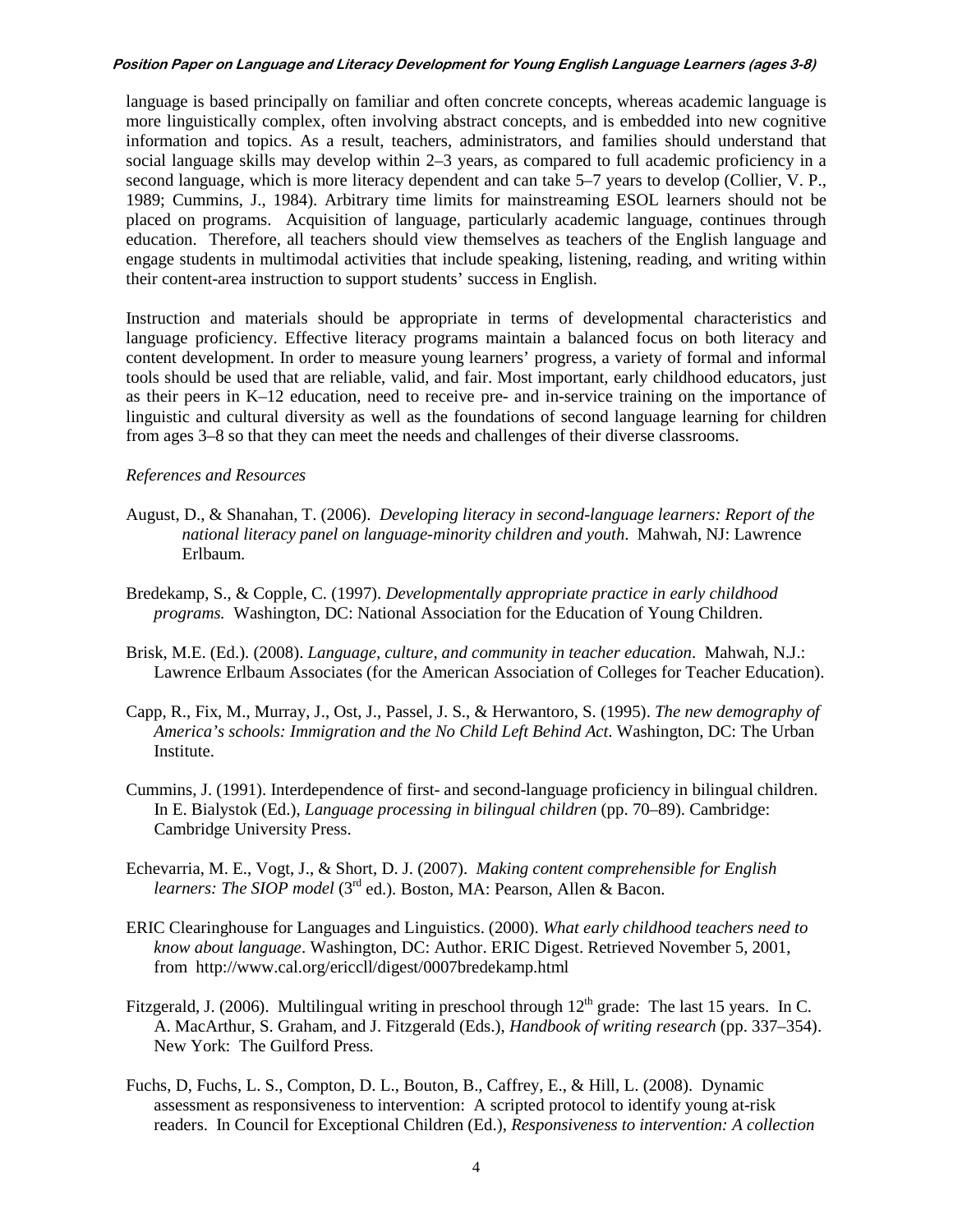language is based principally on familiar and often concrete concepts, whereas academic language is more linguistically complex, often involving abstract concepts, and is embedded into new cognitive information and topics. As a result, teachers, administrators, and families should understand that social language skills may develop within 2–3 years, as compared to full academic proficiency in a second language, which is more literacy dependent and can take 5–7 years to develop (Collier, V. P., 1989; Cummins, J., 1984). Arbitrary time limits for mainstreaming ESOL learners should not be placed on programs. Acquisition of language, particularly academic language, continues through education. Therefore, all teachers should view themselves as teachers of the English language and engage students in multimodal activities that include speaking, listening, reading, and writing within their content-area instruction to support students' success in English.

Instruction and materials should be appropriate in terms of developmental characteristics and language proficiency. Effective literacy programs maintain a balanced focus on both literacy and content development. In order to measure young learners' progress, a variety of formal and informal tools should be used that are reliable, valid, and fair. Most important, early childhood educators, just as their peers in K–12 education, need to receive pre- and in-service training on the importance of linguistic and cultural diversity as well as the foundations of second language learning for children from ages 3–8 so that they can meet the needs and challenges of their diverse classrooms.

*References and Resources*

August, D., & Shanahan, T. (2006). *Developing literacy in second-language learners: Report of the national literacy panel on language-minority children and youth*. Mahwah, NJ: Lawrence Erlbaum.

Bredekamp, S., & Copple, C. (1997). *Developmentally appropriate practice in early childhood programs.* Washington, DC: National Association for the Education of Young Children.

Brisk, M.E. (Ed.). (2008). *Language, culture, and community in teacher education*. Mahwah, N.J.: Lawrence Erlbaum Associates (for the American Association of Colleges for Teacher Education).

Capp, R., Fix, M., Murray, J., Ost, J., Passel, J. S., & Herwantoro, S. (1995). *The new demography of America's schools: Immigration and the No Child Left Behind Act*. Washington, DC: The Urban Institute.

Cummins, J. (1991). Interdependence of first- and second-language proficiency in bilingual children. In E. Bialystok (Ed.), *Language processing in bilingual children* (pp. 70–89). Cambridge: Cambridge University Press.

Echevarria, M. E., Vogt, J., & Short, D. J. (2007). *Making content comprehensible for English learners: The SIOP model* (3rd ed.). Boston, MA: Pearson, Allen & Bacon.

ERIC Clearinghouse for Languages and Linguistics. (2000). *What early childhood teachers need to know about language*. Washington, DC: Author. ERIC Digest. Retrieved November 5, 2001, from http://www.cal.org/ericcll/digest/0007bredekamp.html

Fitzgerald, J. (2006). Multilingual writing in preschool through 12th grade: The last 15 years. In C. A. MacArthur, S. Graham, and J. Fitzgerald (Eds.), *Handbook of writing research* (pp. 337–354). New York: The Guilford Press.

Fuchs, D, Fuchs, L. S., Compton, D. L., Bouton, B., Caffrey, E., & Hill, L. (2008). Dynamic assessment as responsiveness to intervention: A scripted protocol to identify young at-risk readers. In Council for Exceptional Children (Ed.), *Responsiveness to intervention: A collection*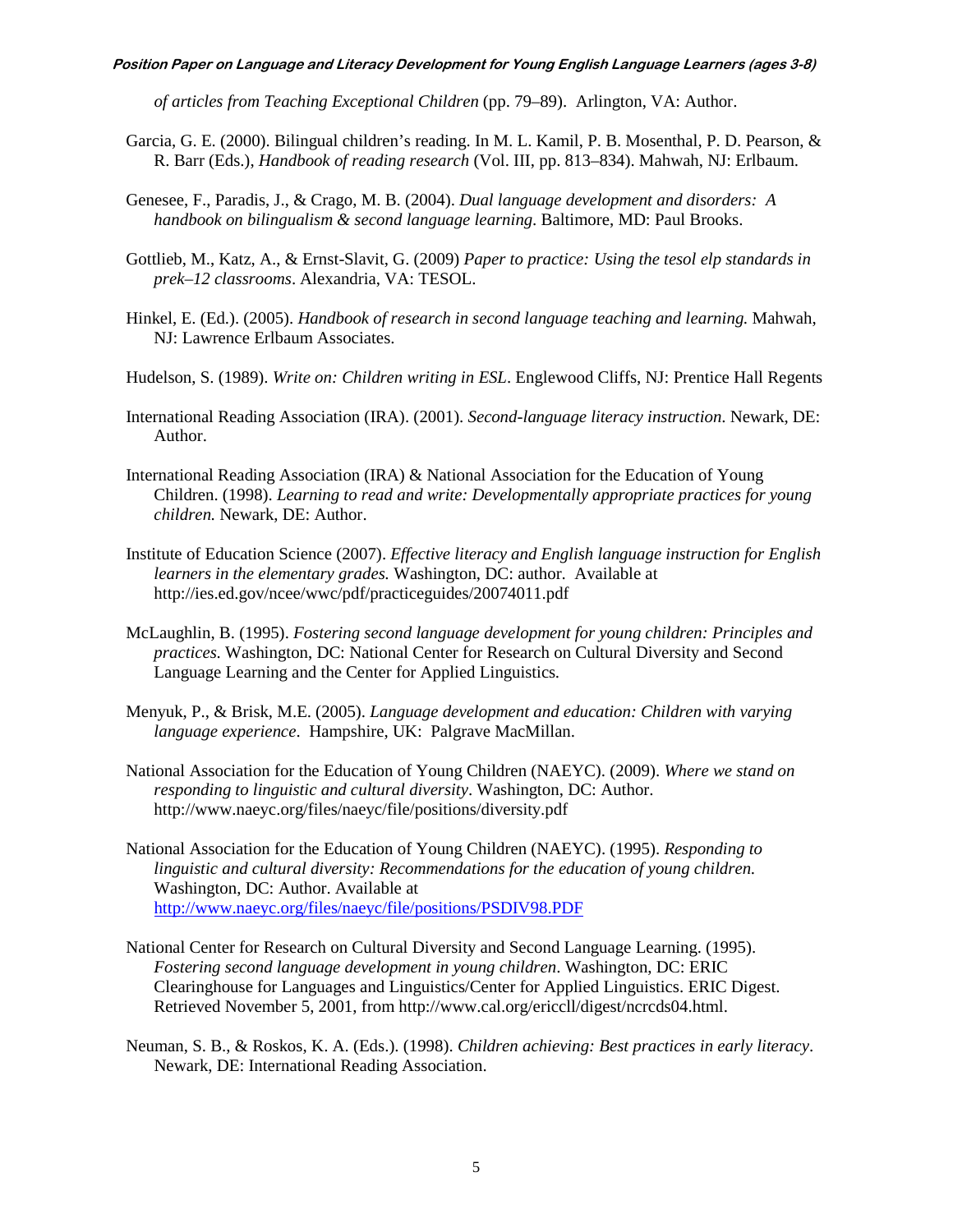*of articles from Teaching Exceptional Children* (pp. 79–89). Arlington, VA: Author.

Garcia, G. E. (2000). Bilingual children's reading. In M. L. Kamil, P. B. Mosenthal, P. D. Pearson, & R. Barr (Eds.), *Handbook of reading research* (Vol. III, pp. 813–834). Mahwah, NJ: Erlbaum.

Genesee, F., Paradis, J., & Crago, M. B. (2004). *Dual language development and disorders: A handbook on bilingualism & second language learning*. Baltimore, MD: Paul Brooks.

Gottlieb, M., Katz, A., & Ernst-Slavit, G. (2009) *Paper to practice: Using the tesol elp standards in prek–12 classrooms*. Alexandria, VA: TESOL.

Hinkel, E. (Ed.). (2005). *Handbook of research in second language teaching and learning.* Mahwah, NJ: Lawrence Erlbaum Associates.

Hudelson, S. (1989). *Write on: Children writing in ESL*. Englewood Cliffs, NJ: Prentice Hall Regents

International Reading Association (IRA). (2001). *Second-language literacy instruction*. Newark, DE: Author.

International Reading Association (IRA) & National Association for the Education of Young Children. (1998). *Learning to read and write: Developmentally appropriate practices for young children.* Newark, DE: Author.

Institute of Education Science (2007). *Effective literacy and English language instruction for English learners in the elementary grades.* Washington, DC: author. Available at http://ies.ed.gov/ncee/wwc/pdf/practiceguides/20074011.pdf

McLaughlin, B. (1995). *Fostering second language development for young children: Principles and practices.* Washington, DC: National Center for Research on Cultural Diversity and Second Language Learning and the Center for Applied Linguistics.

Menyuk, P., & Brisk, M.E. (2005). *Language development and education: Children with varying language experience*. Hampshire, UK: Palgrave MacMillan.

National Association for the Education of Young Children (NAEYC). (2009). *Where we stand on responding to linguistic and cultural diversity*. Washington, DC: Author. http://www.naeyc.org/files/naeyc/file/positions/diversity.pdf

National Association for the Education of Young Children (NAEYC). (1995). *Responding to linguistic and cultural diversity: Recommendations for the education of young children.* Washington, DC: Author. Available at http://www.naeyc.org/files/naeyc/file/positions/PSDIV98.PDF

National Center for Research on Cultural Diversity and Second Language Learning. (1995). *Fostering second language development in young children*. Washington, DC: ERIC Clearinghouse for Languages and Linguistics/Center for Applied Linguistics. ERIC Digest. Retrieved November 5, 2001, from http://www.cal.org/ericcll/digest/ncrcds04.html.

Neuman, S. B., & Roskos, K. A. (Eds.). (1998). *Children achieving: Best practices in early literacy*. Newark, DE: International Reading Association.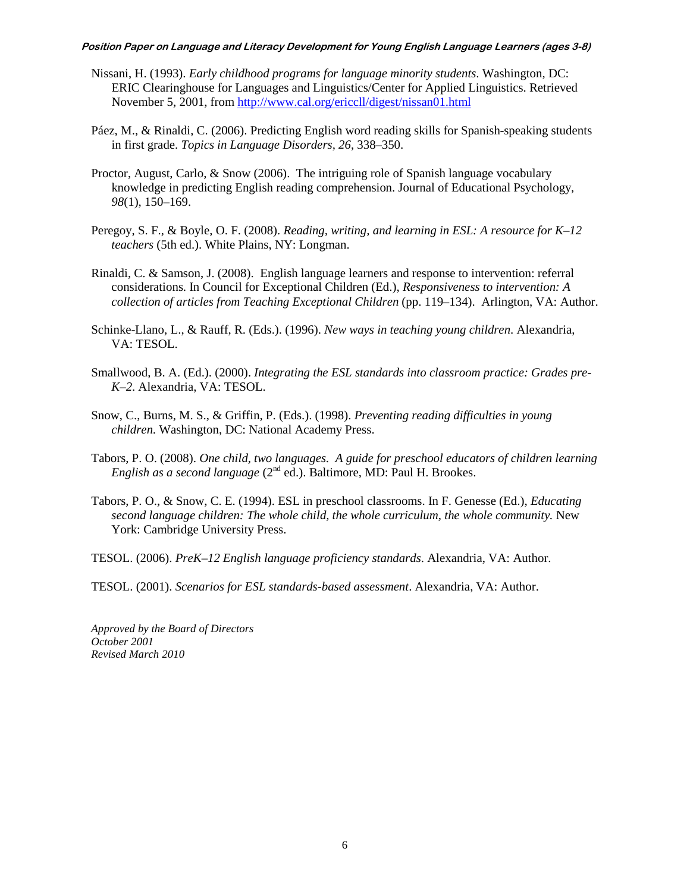Nissani, H. (1993). *Early childhood programs for language minority students*. Washington, DC: ERIC Clearinghouse for Languages and Linguistics/Center for Applied Linguistics. Retrieved November 5, 2001, from http://www.cal.org/ericcll/digest/nissan01.html

Páez, M., & Rinaldi, C. (2006). Predicting English word reading skills for Spanish-speaking students in first grade. *Topics in Language Disorders, 26*, 338–350.

Proctor, August, Carlo, & Snow (2006). The intriguing role of Spanish language vocabulary knowledge in predicting English reading comprehension. Journal of Educational Psychology, *98*(1), 150–169.

Peregoy, S. F., & Boyle, O. F. (2008). *Reading, writing, and learning in ESL: A resource for K–12 teachers* (5th ed.). White Plains, NY: Longman.

Rinaldi, C. & Samson, J. (2008). English language learners and response to intervention: referral considerations. In Council for Exceptional Children (Ed.), *Responsiveness to intervention: A collection of articles from Teaching Exceptional Children* (pp. 119–134). Arlington, VA: Author.

Schinke-Llano, L., & Rauff, R. (Eds.). (1996). *New ways in teaching young children*. Alexandria, VA: TESOL.

Smallwood, B. A. (Ed.). (2000). *Integrating the ESL standards into classroom practice: Grades pre-K–2*. Alexandria, VA: TESOL.

Snow, C., Burns, M. S., & Griffin, P. (Eds.). (1998). *Preventing reading difficulties in young children*. Washington, DC: National Academy Press.

Tabors, P. O. (2008). *One child, two languages. A guide for preschool educators of children learning English as a second language* (2nd ed.). Baltimore, MD: Paul H. Brookes.

Tabors, P. O., & Snow, C. E. (1994). ESL in preschool classrooms. In F. Genesse (Ed.), *Educating second language children: The whole child, the whole curriculum, the whole community*. New York: Cambridge University Press.

TESOL. (2006). *PreK–12 English language proficiency standards*. Alexandria, VA: Author.

TESOL. (2001). *Scenarios for ESL standards-based assessment*. Alexandria, VA: Author.

*Approved by the Board of Directors*
*October 2001*
*Revised March 2010*